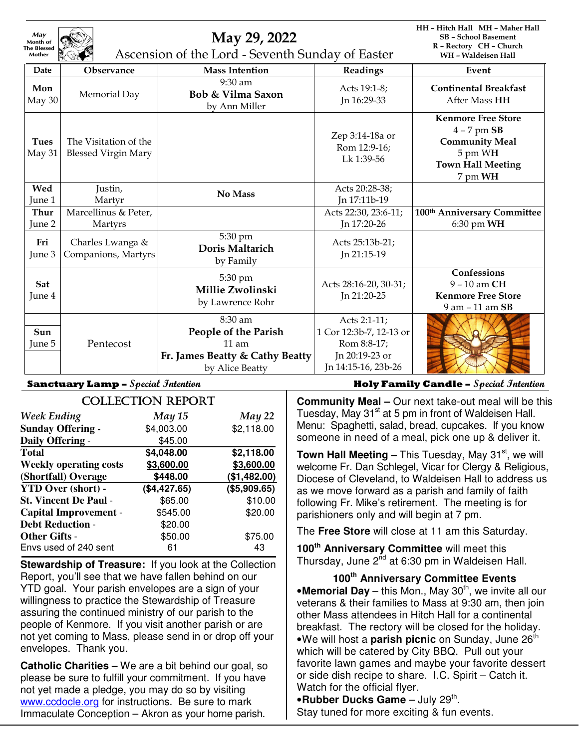May Month of The Blessed Mother

# May 29, 2022

## Ascension of the Lord - Seventh Sunday of Easter

HH – Hitch Hall MH – Maher Hall
SB – School Basement
R – Rectory CH – Church
WH – Waldeisen Hall

| Date | Observance | Mass Intention | Readings | Event |
|---|---|---|---|---|
| **Mon** May 30 | Memorial Day | 9:30 am **Bob & Vilma Saxon** by Ann Miller | Acts 19:1-8; Jn 16:29-33 | **Continental Breakfast** After Mass **HH** |
| **Tues** May 31 | The Visitation of the Blessed Virgin Mary | | Zep 3:14-18a or Rom 12:9-16; Lk 1:39-56 | **Kenmore Free Store** 4 – 7 pm **SB** **Community Meal** 5 pm WH **Town Hall Meeting** 7 pm **WH** |
| **Wed** June 1 | Justin, Martyr | **No Mass** | Acts 20:28-38; Jn 17:11b-19 | |
| **Thur** June 2 | Marcellinus & Peter, Martyrs | | Acts 22:30, 23:6-11; Jn 17:20-26 | **100th Anniversary Committee** 6:30 pm **WH** |
| **Fri** June 3 | Charles Lwanga & Companions, Martyrs | 5:30 pm **Doris Maltarich** by Family | Acts 25:13b-21; Jn 21:15-19 | |
| **Sat** June 4 | | 5:30 pm **Millie Zwolinski** by Lawrence Rohr | Acts 28:16-20, 30-31; Jn 21:20-25 | **Confessions** 9 – 10 am **CH** **Kenmore Free Store** 9 am – 11 am **SB** |
| **Sun** June 5 | Pentecost | 8:30 am **People of the Parish** 11 am **Fr. James Beatty & Cathy Beatty** by Alice Beatty | Acts 2:1-11; 1 Cor 12:3b-7, 12-13 or Rom 8:8-17; Jn 20:19-23 or Jn 14:15-16, 23b-26 | |

**Sanctuary Lamp –** *Special Intention*

**Holy Family Candle –** *Special Intention*

## COLLECTION REPORT

| *Week Ending* | *May 15* | *May 22* |
|---|---|---|
| **Sunday Offering -** | $4,003.00 | $2,118.00 |
| **Daily Offering -** | $45.00 | |
| **Total** | **$4,048.00** | **$2,118.00** |
| **Weekly operating costs** | **$3,600.00** | **$3,600.00** |
| **(Shortfall) Overage** | **$448.00** | **($1,482.00)** |
| **YTD Over (short) -** | **($4,427.65)** | **($5,909.65)** |
| **St. Vincent De Paul -** | $65.00 | $10.00 |
| **Capital Improvement -** | $545.00 | $20.00 |
| **Debt Reduction -** | $20.00 | |
| **Other Gifts -** | $50.00 | $75.00 |
| Envs used of 240 sent | 61 | 43 |

**Stewardship of Treasure:** If you look at the Collection Report, you'll see that we have fallen behind on our YTD goal. Your parish envelopes are a sign of your willingness to practice the Stewardship of Treasure assuring the continued ministry of our parish to the people of Kenmore. If you visit another parish or are not yet coming to Mass, please send in or drop off your envelopes. Thank you.

**Catholic Charities –** We are a bit behind our goal, so please be sure to fulfill your commitment. If you have not yet made a pledge, you may do so by visiting www.ccdocle.org for instructions. Be sure to mark Immaculate Conception – Akron as your home parish.

**Community Meal –** Our next take-out meal will be this Tuesday, May 31st at 5 pm in front of Waldeisen Hall. Menu: Spaghetti, salad, bread, cupcakes. If you know someone in need of a meal, pick one up & deliver it.

**Town Hall Meeting –** This Tuesday, May 31st, we will welcome Fr. Dan Schlegel, Vicar for Clergy & Religious, Diocese of Cleveland, to Waldeisen Hall to address us as we move forward as a parish and family of faith following Fr. Mike's retirement. The meeting is for parishioners only and will begin at 7 pm.

The **Free Store** will close at 11 am this Saturday.

**100th Anniversary Committee** will meet this Thursday, June 2nd at 6:30 pm in Waldeisen Hall.

### 100th Anniversary Committee Events

- **Memorial Day** – this Mon., May 30th, we invite all our veterans & their families to Mass at 9:30 am, then join other Mass attendees in Hitch Hall for a continental breakfast. The rectory will be closed for the holiday.
- We will host a **parish picnic** on Sunday, June 26th which will be catered by City BBQ. Pull out your favorite lawn games and maybe your favorite dessert or side dish recipe to share. I.C. Spirit – Catch it. Watch for the official flyer.
- **Rubber Ducks Game** – July 29th.

Stay tuned for more exciting & fun events.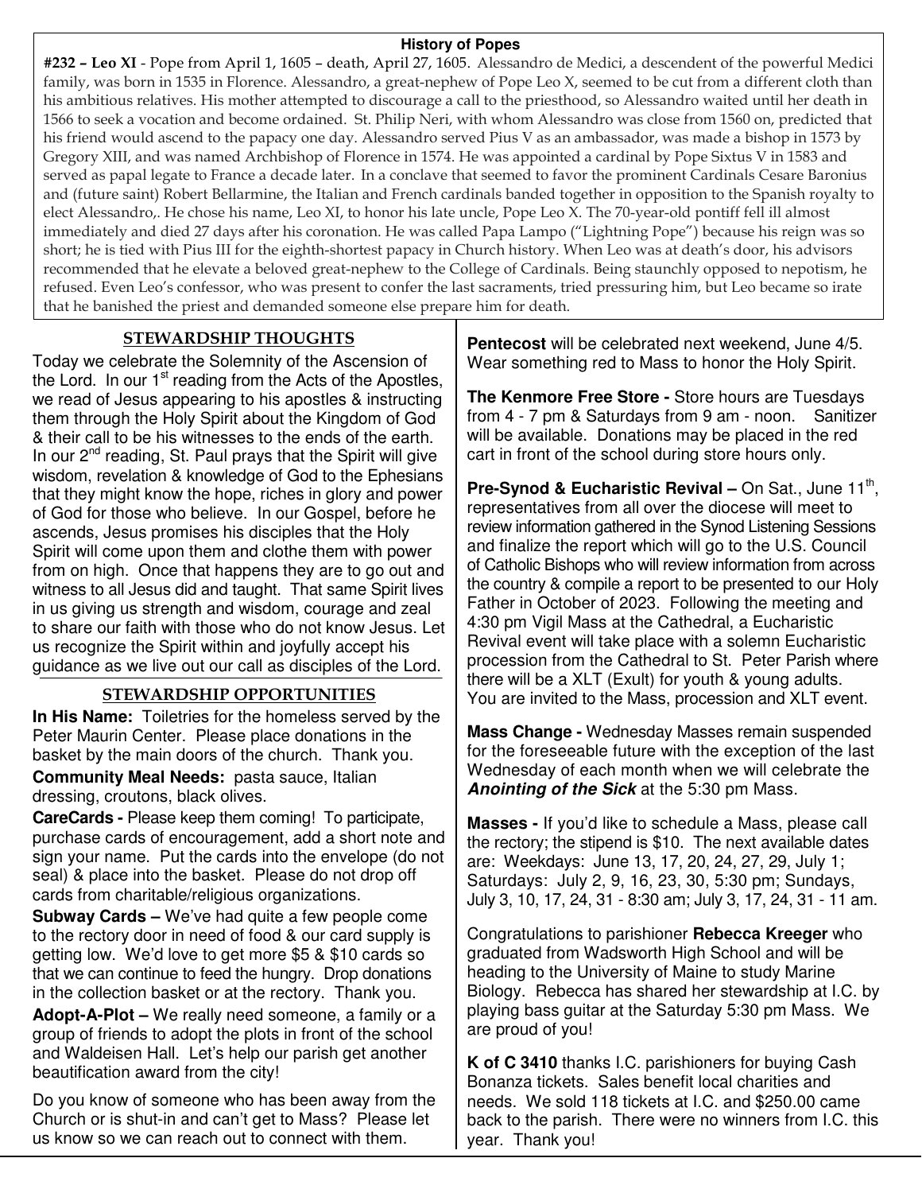### History of Popes

**#232 – Leo XI** - Pope from April 1, 1605 – death, April 27, 1605. Alessandro de Medici, a descendent of the powerful Medici family, was born in 1535 in Florence. Alessandro, a great-nephew of Pope Leo X, seemed to be cut from a different cloth than his ambitious relatives. His mother attempted to discourage a call to the priesthood, so Alessandro waited until her death in 1566 to seek a vocation and become ordained. St. Philip Neri, with whom Alessandro was close from 1560 on, predicted that his friend would ascend to the papacy one day. Alessandro served Pius V as an ambassador, was made a bishop in 1573 by Gregory XIII, and was named Archbishop of Florence in 1574. He was appointed a cardinal by Pope Sixtus V in 1583 and served as papal legate to France a decade later. In a conclave that seemed to favor the prominent Cardinals Cesare Baronius and (future saint) Robert Bellarmine, the Italian and French cardinals banded together in opposition to the Spanish royalty to elect Alessandro,. He chose his name, Leo XI, to honor his late uncle, Pope Leo X. The 70-year-old pontiff fell ill almost immediately and died 27 days after his coronation. He was called Papa Lampo ("Lightning Pope") because his reign was so short; he is tied with Pius III for the eighth-shortest papacy in Church history. When Leo was at death's door, his advisors recommended that he elevate a beloved great-nephew to the College of Cardinals. Being staunchly opposed to nepotism, he refused. Even Leo's confessor, who was present to confer the last sacraments, tried pressuring him, but Leo became so irate that he banished the priest and demanded someone else prepare him for death.

## STEWARDSHIP THOUGHTS

Today we celebrate the Solemnity of the Ascension of the Lord. In our 1st reading from the Acts of the Apostles, we read of Jesus appearing to his apostles & instructing them through the Holy Spirit about the Kingdom of God & their call to be his witnesses to the ends of the earth. In our 2nd reading, St. Paul prays that the Spirit will give wisdom, revelation & knowledge of God to the Ephesians that they might know the hope, riches in glory and power of God for those who believe. In our Gospel, before he ascends, Jesus promises his disciples that the Holy Spirit will come upon them and clothe them with power from on high. Once that happens they are to go out and witness to all Jesus did and taught. That same Spirit lives in us giving us strength and wisdom, courage and zeal to share our faith with those who do not know Jesus. Let us recognize the Spirit within and joyfully accept his guidance as we live out our call as disciples of the Lord.

## STEWARDSHIP OPPORTUNITIES

**In His Name:** Toiletries for the homeless served by the Peter Maurin Center. Please place donations in the basket by the main doors of the church. Thank you.

**Community Meal Needs:** pasta sauce, Italian dressing, croutons, black olives.

**CareCards -** Please keep them coming! To participate, purchase cards of encouragement, add a short note and sign your name. Put the cards into the envelope (do not seal) & place into the basket. Please do not drop off cards from charitable/religious organizations.

**Subway Cards –** We've had quite a few people come to the rectory door in need of food & our card supply is getting low. We'd love to get more $5 & $10 cards so that we can continue to feed the hungry. Drop donations in the collection basket or at the rectory. Thank you.

**Adopt-A-Plot –** We really need someone, a family or a group of friends to adopt the plots in front of the school and Waldeisen Hall. Let's help our parish get another beautification award from the city!

Do you know of someone who has been away from the Church or is shut-in and can't get to Mass? Please let us know so we can reach out to connect with them.

**Pentecost** will be celebrated next weekend, June 4/5. Wear something red to Mass to honor the Holy Spirit.

**The Kenmore Free Store -** Store hours are Tuesdays from 4 - 7 pm & Saturdays from 9 am - noon. Sanitizer will be available. Donations may be placed in the red cart in front of the school during store hours only.

**Pre-Synod & Eucharistic Revival –** On Sat., June 11th, representatives from all over the diocese will meet to review information gathered in the Synod Listening Sessions and finalize the report which will go to the U.S. Council of Catholic Bishops who will review information from across the country & compile a report to be presented to our Holy Father in October of 2023. Following the meeting and 4:30 pm Vigil Mass at the Cathedral, a Eucharistic Revival event will take place with a solemn Eucharistic procession from the Cathedral to St. Peter Parish where there will be a XLT (Exult) for youth & young adults. You are invited to the Mass, procession and XLT event.

**Mass Change -** Wednesday Masses remain suspended for the foreseeable future with the exception of the last Wednesday of each month when we will celebrate the ***Anointing of the Sick*** at the 5:30 pm Mass.

**Masses -** If you'd like to schedule a Mass, please call the rectory; the stipend is $10. The next available dates are: Weekdays: June 13, 17, 20, 24, 27, 29, July 1; Saturdays: July 2, 9, 16, 23, 30, 5:30 pm; Sundays, July 3, 10, 17, 24, 31 - 8:30 am; July 3, 17, 24, 31 - 11 am.

Congratulations to parishioner **Rebecca Kreeger** who graduated from Wadsworth High School and will be heading to the University of Maine to study Marine Biology. Rebecca has shared her stewardship at I.C. by playing bass guitar at the Saturday 5:30 pm Mass. We are proud of you!

**K of C 3410** thanks I.C. parishioners for buying Cash Bonanza tickets. Sales benefit local charities and needs. We sold 118 tickets at I.C. and $250.00 came back to the parish. There were no winners from I.C. this year. Thank you!